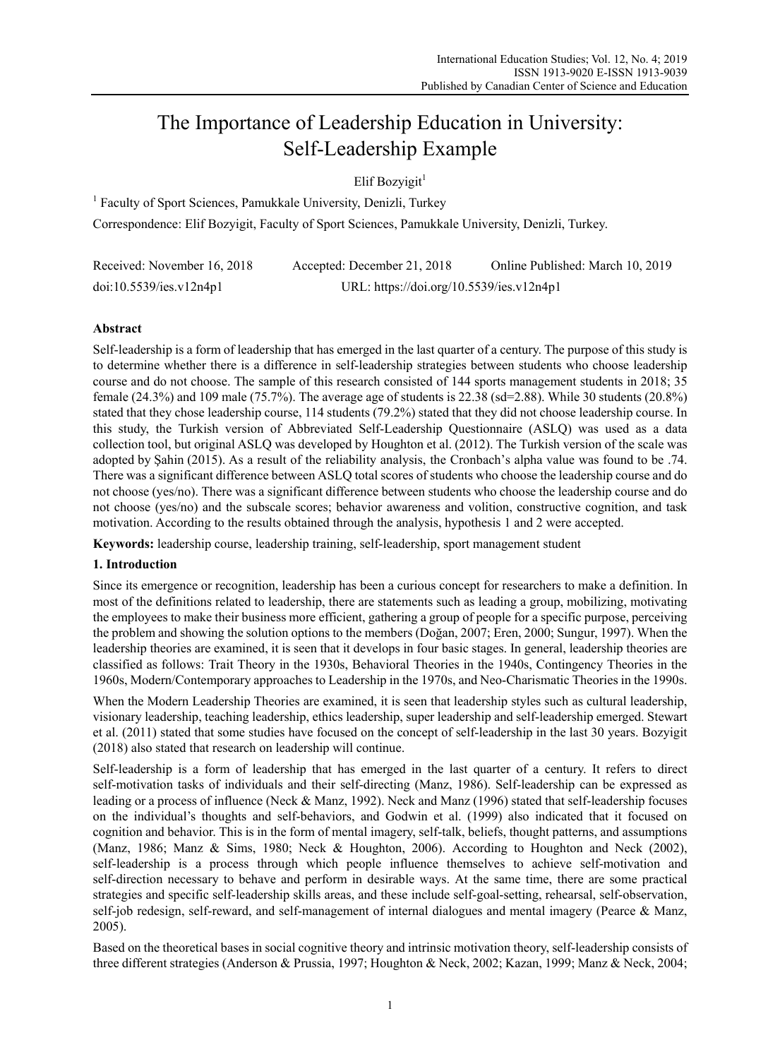# The Importance of Leadership Education in University: Self-Leadership Example

Elif Bozyigit[1]

[1] Faculty of Sport Sciences, Pamukkale University, Denizli, Turkey

Correspondence: Elif Bozyigit, Faculty of Sport Sciences, Pamukkale University, Denizli, Turkey.

Received: November 16, 2018 Accepted: December 21, 2018 Online Published: March 10, 2019

doi:10.5539/ies.v12n4p1 URL: https://doi.org/10.5539/ies.v12n4p1

## Abstract

Self-leadership is a form of leadership that has emerged in the last quarter of a century. The purpose of this study is to determine whether there is a difference in self-leadership strategies between students who choose leadership course and do not choose. The sample of this research consisted of 144 sports management students in 2018; 35 female (24.3%) and 109 male (75.7%). The average age of students is 22.38 (sd=2.88). While 30 students (20.8%) stated that they chose leadership course, 114 students (79.2%) stated that they did not choose leadership course. In this study, the Turkish version of Abbreviated Self-Leadership Questionnaire (ASLQ) was used as a data collection tool, but original ASLQ was developed by Houghton et al. (2012). The Turkish version of the scale was adopted by Şahin (2015). As a result of the reliability analysis, the Cronbach's alpha value was found to be .74. There was a significant difference between ASLQ total scores of students who choose the leadership course and do not choose (yes/no). There was a significant difference between students who choose the leadership course and do not choose (yes/no) and the subscale scores; behavior awareness and volition, constructive cognition, and task motivation. According to the results obtained through the analysis, hypothesis 1 and 2 were accepted.

**Keywords:** leadership course, leadership training, self-leadership, sport management student

## 1. Introduction

Since its emergence or recognition, leadership has been a curious concept for researchers to make a definition. In most of the definitions related to leadership, there are statements such as leading a group, mobilizing, motivating the employees to make their business more efficient, gathering a group of people for a specific purpose, perceiving the problem and showing the solution options to the members (Doğan, 2007; Eren, 2000; Sungur, 1997). When the leadership theories are examined, it is seen that it develops in four basic stages. In general, leadership theories are classified as follows: Trait Theory in the 1930s, Behavioral Theories in the 1940s, Contingency Theories in the 1960s, Modern/Contemporary approaches to Leadership in the 1970s, and Neo-Charismatic Theories in the 1990s.

When the Modern Leadership Theories are examined, it is seen that leadership styles such as cultural leadership, visionary leadership, teaching leadership, ethics leadership, super leadership and self-leadership emerged. Stewart et al. (2011) stated that some studies have focused on the concept of self-leadership in the last 30 years. Bozyigit (2018) also stated that research on leadership will continue.

Self-leadership is a form of leadership that has emerged in the last quarter of a century. It refers to direct self-motivation tasks of individuals and their self-directing (Manz, 1986). Self-leadership can be expressed as leading or a process of influence (Neck & Manz, 1992). Neck and Manz (1996) stated that self-leadership focuses on the individual's thoughts and self-behaviors, and Godwin et al. (1999) also indicated that it focused on cognition and behavior. This is in the form of mental imagery, self-talk, beliefs, thought patterns, and assumptions (Manz, 1986; Manz & Sims, 1980; Neck & Houghton, 2006). According to Houghton and Neck (2002), self-leadership is a process through which people influence themselves to achieve self-motivation and self-direction necessary to behave and perform in desirable ways. At the same time, there are some practical strategies and specific self-leadership skills areas, and these include self-goal-setting, rehearsal, self-observation, self-job redesign, self-reward, and self-management of internal dialogues and mental imagery (Pearce & Manz, 2005).

Based on the theoretical bases in social cognitive theory and intrinsic motivation theory, self-leadership consists of three different strategies (Anderson & Prussia, 1997; Houghton & Neck, 2002; Kazan, 1999; Manz & Neck, 2004;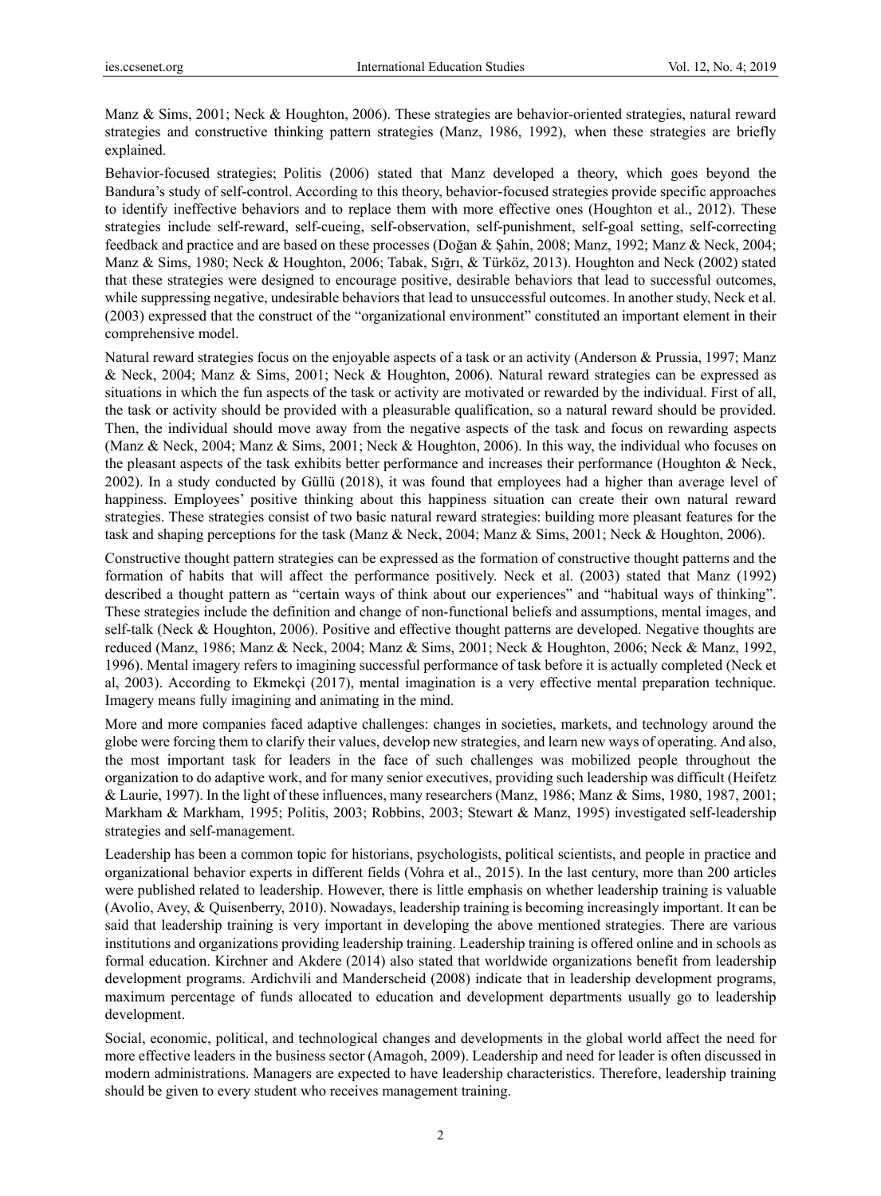Manz & Sims, 2001; Neck & Houghton, 2006). These strategies are behavior-oriented strategies, natural reward strategies and constructive thinking pattern strategies (Manz, 1986, 1992), when these strategies are briefly explained.

Behavior-focused strategies; Politis (2006) stated that Manz developed a theory, which goes beyond the Bandura's study of self-control. According to this theory, behavior-focused strategies provide specific approaches to identify ineffective behaviors and to replace them with more effective ones (Houghton et al., 2012). These strategies include self-reward, self-cueing, self-observation, self-punishment, self-goal setting, self-correcting feedback and practice and are based on these processes (Doğan & Şahin, 2008; Manz, 1992; Manz & Neck, 2004; Manz & Sims, 1980; Neck & Houghton, 2006; Tabak, Sığrı, & Türköz, 2013). Houghton and Neck (2002) stated that these strategies were designed to encourage positive, desirable behaviors that lead to successful outcomes, while suppressing negative, undesirable behaviors that lead to unsuccessful outcomes. In another study, Neck et al. (2003) expressed that the construct of the "organizational environment" constituted an important element in their comprehensive model.

Natural reward strategies focus on the enjoyable aspects of a task or an activity (Anderson & Prussia, 1997; Manz & Neck, 2004; Manz & Sims, 2001; Neck & Houghton, 2006). Natural reward strategies can be expressed as situations in which the fun aspects of the task or activity are motivated or rewarded by the individual. First of all, the task or activity should be provided with a pleasurable qualification, so a natural reward should be provided. Then, the individual should move away from the negative aspects of the task and focus on rewarding aspects (Manz & Neck, 2004; Manz & Sims, 2001; Neck & Houghton, 2006). In this way, the individual who focuses on the pleasant aspects of the task exhibits better performance and increases their performance (Houghton & Neck, 2002). In a study conducted by Güllü (2018), it was found that employees had a higher than average level of happiness. Employees' positive thinking about this happiness situation can create their own natural reward strategies. These strategies consist of two basic natural reward strategies: building more pleasant features for the task and shaping perceptions for the task (Manz & Neck, 2004; Manz & Sims, 2001; Neck & Houghton, 2006).

Constructive thought pattern strategies can be expressed as the formation of constructive thought patterns and the formation of habits that will affect the performance positively. Neck et al. (2003) stated that Manz (1992) described a thought pattern as "certain ways of think about our experiences" and "habitual ways of thinking". These strategies include the definition and change of non-functional beliefs and assumptions, mental images, and self-talk (Neck & Houghton, 2006). Positive and effective thought patterns are developed. Negative thoughts are reduced (Manz, 1986; Manz & Neck, 2004; Manz & Sims, 2001; Neck & Houghton, 2006; Neck & Manz, 1992, 1996). Mental imagery refers to imagining successful performance of task before it is actually completed (Neck et al, 2003). According to Ekmekçi (2017), mental imagination is a very effective mental preparation technique. Imagery means fully imagining and animating in the mind.

More and more companies faced adaptive challenges: changes in societies, markets, and technology around the globe were forcing them to clarify their values, develop new strategies, and learn new ways of operating. And also, the most important task for leaders in the face of such challenges was mobilized people throughout the organization to do adaptive work, and for many senior executives, providing such leadership was difficult (Heifetz & Laurie, 1997). In the light of these influences, many researchers (Manz, 1986; Manz & Sims, 1980, 1987, 2001; Markham & Markham, 1995; Politis, 2003; Robbins, 2003; Stewart & Manz, 1995) investigated self-leadership strategies and self-management.

Leadership has been a common topic for historians, psychologists, political scientists, and people in practice and organizational behavior experts in different fields (Vohra et al., 2015). In the last century, more than 200 articles were published related to leadership. However, there is little emphasis on whether leadership training is valuable (Avolio, Avey, & Quisenberry, 2010). Nowadays, leadership training is becoming increasingly important. It can be said that leadership training is very important in developing the above mentioned strategies. There are various institutions and organizations providing leadership training. Leadership training is offered online and in schools as formal education. Kirchner and Akdere (2014) also stated that worldwide organizations benefit from leadership development programs. Ardichvili and Manderscheid (2008) indicate that in leadership development programs, maximum percentage of funds allocated to education and development departments usually go to leadership development.

Social, economic, political, and technological changes and developments in the global world affect the need for more effective leaders in the business sector (Amagoh, 2009). Leadership and need for leader is often discussed in modern administrations. Managers are expected to have leadership characteristics. Therefore, leadership training should be given to every student who receives management training.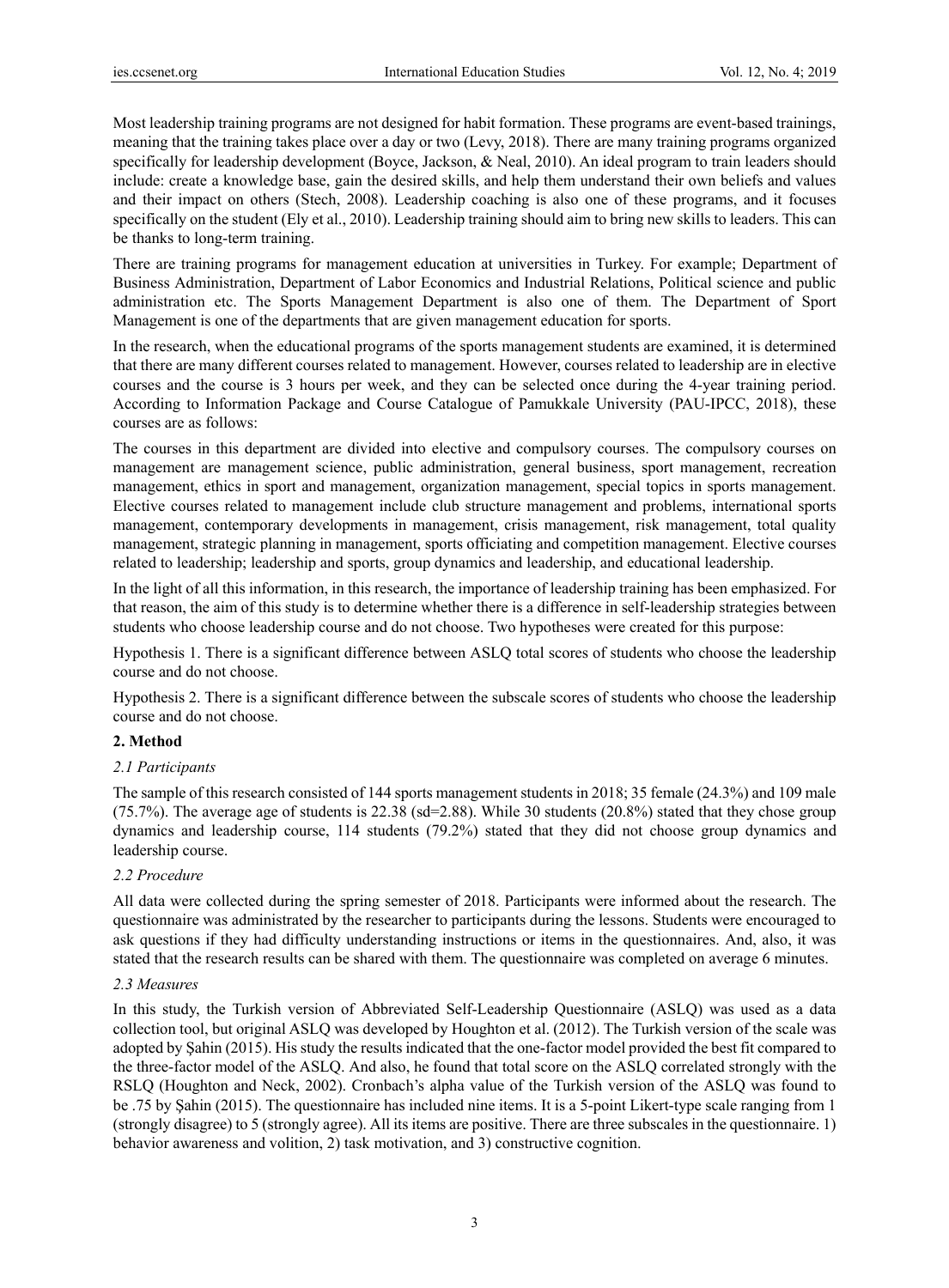Most leadership training programs are not designed for habit formation. These programs are event-based trainings, meaning that the training takes place over a day or two (Levy, 2018). There are many training programs organized specifically for leadership development (Boyce, Jackson, & Neal, 2010). An ideal program to train leaders should include: create a knowledge base, gain the desired skills, and help them understand their own beliefs and values and their impact on others (Stech, 2008). Leadership coaching is also one of these programs, and it focuses specifically on the student (Ely et al., 2010). Leadership training should aim to bring new skills to leaders. This can be thanks to long-term training.

There are training programs for management education at universities in Turkey. For example; Department of Business Administration, Department of Labor Economics and Industrial Relations, Political science and public administration etc. The Sports Management Department is also one of them. The Department of Sport Management is one of the departments that are given management education for sports.

In the research, when the educational programs of the sports management students are examined, it is determined that there are many different courses related to management. However, courses related to leadership are in elective courses and the course is 3 hours per week, and they can be selected once during the 4-year training period. According to Information Package and Course Catalogue of Pamukkale University (PAU-IPCC, 2018), these courses are as follows:

The courses in this department are divided into elective and compulsory courses. The compulsory courses on management are management science, public administration, general business, sport management, recreation management, ethics in sport and management, organization management, special topics in sports management. Elective courses related to management include club structure management and problems, international sports management, contemporary developments in management, crisis management, risk management, total quality management, strategic planning in management, sports officiating and competition management. Elective courses related to leadership; leadership and sports, group dynamics and leadership, and educational leadership.

In the light of all this information, in this research, the importance of leadership training has been emphasized. For that reason, the aim of this study is to determine whether there is a difference in self-leadership strategies between students who choose leadership course and do not choose. Two hypotheses were created for this purpose:

Hypothesis 1. There is a significant difference between ASLQ total scores of students who choose the leadership course and do not choose.

Hypothesis 2. There is a significant difference between the subscale scores of students who choose the leadership course and do not choose.

## 2. Method

### *2.1 Participants*

The sample of this research consisted of 144 sports management students in 2018; 35 female (24.3%) and 109 male (75.7%). The average age of students is 22.38 (sd=2.88). While 30 students (20.8%) stated that they chose group dynamics and leadership course, 114 students (79.2%) stated that they did not choose group dynamics and leadership course.

### *2.2 Procedure*

All data were collected during the spring semester of 2018. Participants were informed about the research. The questionnaire was administrated by the researcher to participants during the lessons. Students were encouraged to ask questions if they had difficulty understanding instructions or items in the questionnaires. And, also, it was stated that the research results can be shared with them. The questionnaire was completed on average 6 minutes.

### *2.3 Measures*

In this study, the Turkish version of Abbreviated Self-Leadership Questionnaire (ASLQ) was used as a data collection tool, but original ASLQ was developed by Houghton et al. (2012). The Turkish version of the scale was adopted by Şahin (2015). His study the results indicated that the one-factor model provided the best fit compared to the three-factor model of the ASLQ. And also, he found that total score on the ASLQ correlated strongly with the RSLQ (Houghton and Neck, 2002). Cronbach's alpha value of the Turkish version of the ASLQ was found to be .75 by Şahin (2015). The questionnaire has included nine items. It is a 5-point Likert-type scale ranging from 1 (strongly disagree) to 5 (strongly agree). All its items are positive. There are three subscales in the questionnaire. 1) behavior awareness and volition, 2) task motivation, and 3) constructive cognition.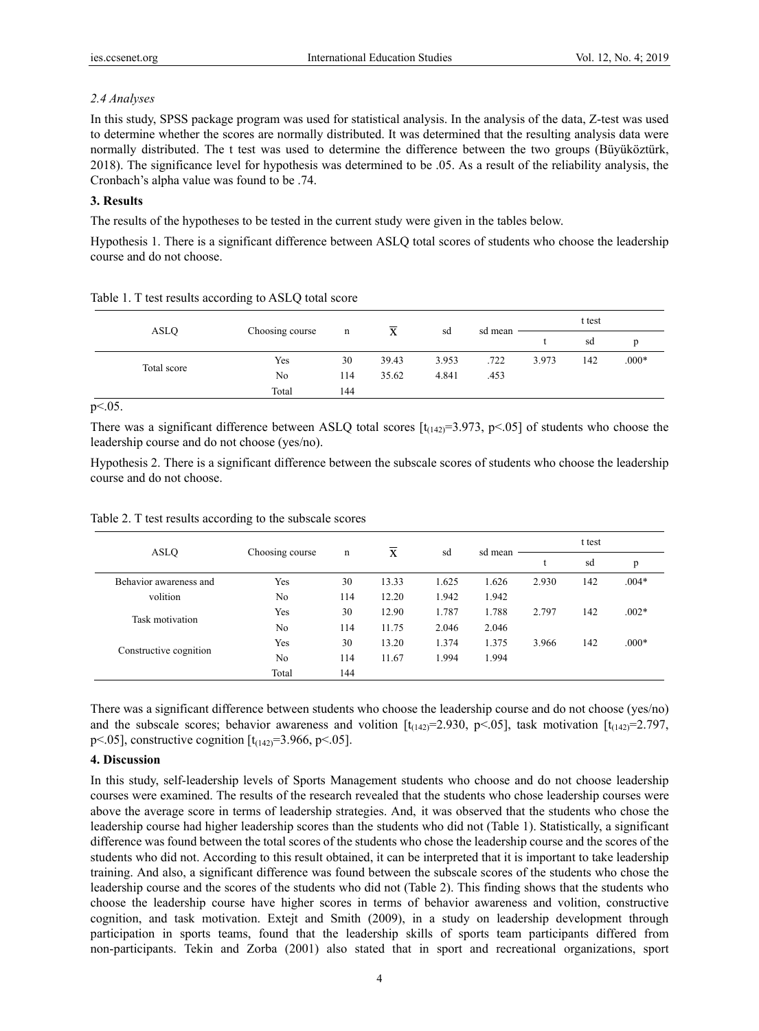*2.4 Analyses*

In this study, SPSS package program was used for statistical analysis. In the analysis of the data, Z-test was used to determine whether the scores are normally distributed. It was determined that the resulting analysis data were normally distributed. The t test was used to determine the difference between the two groups (Büyüköztürk, 2018). The significance level for hypothesis was determined to be .05. As a result of the reliability analysis, the Cronbach's alpha value was found to be .74.

## 3. Results

The results of the hypotheses to be tested in the current study were given in the tables below.

Hypothesis 1. There is a significant difference between ASLQ total scores of students who choose the leadership course and do not choose.

Table 1. T test results according to ASLQ total score

| ASLQ | Choosing course | n | $\overline{X}$ | sd | sd mean | t test | | |
|---|---|---|---|---|---|---|---|---|
| | | | | | | t | sd | p |
| Total score | Yes | 30 | 39.43 | 3.953 | .722 | 3.973 | 142 | .000* |
| | No | 114 | 35.62 | 4.841 | .453 | | | |
| | Total | 144 | | | | | | |

$p<.05$.

There was a significant difference between ASLQ total scores [$t_{(142)}=3.973$, $p<.05$] of students who choose the leadership course and do not choose (yes/no).

Hypothesis 2. There is a significant difference between the subscale scores of students who choose the leadership course and do not choose.

Table 2. T test results according to the subscale scores

| ASLQ | Choosing course | n | $\overline{X}$ | sd | sd mean | t test | | |
|---|---|---|---|---|---|---|---|---|
| | | | | | | t | sd | p |
| Behavior awareness and volition | Yes | 30 | 13.33 | 1.625 | 1.626 | 2.930 | 142 | .004* |
| | No | 114 | 12.20 | 1.942 | 1.942 | | | |
| Task motivation | Yes | 30 | 12.90 | 1.787 | 1.788 | 2.797 | 142 | .002* |
| | No | 114 | 11.75 | 2.046 | 2.046 | | | |
| Constructive cognition | Yes | 30 | 13.20 | 1.374 | 1.375 | 3.966 | 142 | .000* |
| | No | 114 | 11.67 | 1.994 | 1.994 | | | |
| | Total | 144 | | | | | | |

There was a significant difference between students who choose the leadership course and do not choose (yes/no) and the subscale scores; behavior awareness and volition [$t_{(142)}=2.930$, $p<.05$], task motivation [$t_{(142)}=2.797$, $p<.05$], constructive cognition [$t_{(142)}=3.966$, $p<.05$].

## 4. Discussion

In this study, self-leadership levels of Sports Management students who choose and do not choose leadership courses were examined. The results of the research revealed that the students who chose leadership courses were above the average score in terms of leadership strategies. And, it was observed that the students who chose the leadership course had higher leadership scores than the students who did not (Table 1). Statistically, a significant difference was found between the total scores of the students who chose the leadership course and the scores of the students who did not. According to this result obtained, it can be interpreted that it is important to take leadership training. And also, a significant difference was found between the subscale scores of the students who chose the leadership course and the scores of the students who did not (Table 2). This finding shows that the students who choose the leadership course have higher scores in terms of behavior awareness and volition, constructive cognition, and task motivation. Extejt and Smith (2009), in a study on leadership development through participation in sports teams, found that the leadership skills of sports team participants differed from non-participants. Tekin and Zorba (2001) also stated that in sport and recreational organizations, sport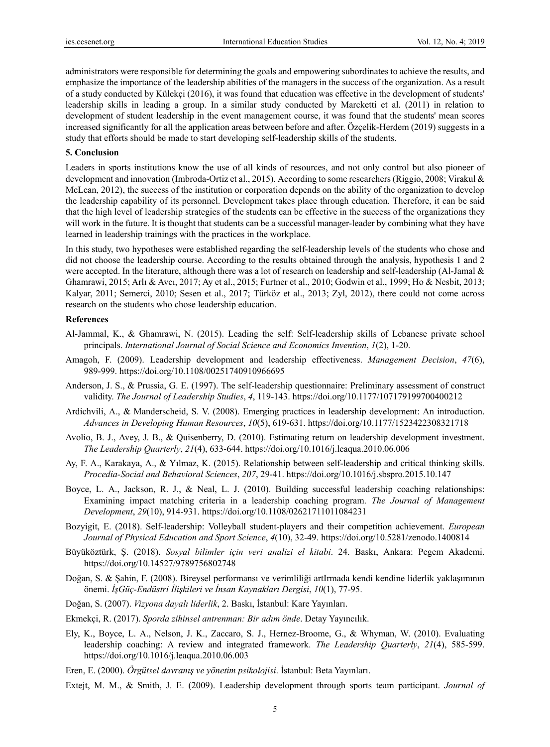administrators were responsible for determining the goals and empowering subordinates to achieve the results, and emphasize the importance of the leadership abilities of the managers in the success of the organization. As a result of a study conducted by Külekçi (2016), it was found that education was effective in the development of students' leadership skills in leading a group. In a similar study conducted by Marcketti et al. (2011) in relation to development of student leadership in the event management course, it was found that the students' mean scores increased significantly for all the application areas between before and after. Özçelik-Herdem (2019) suggests in a study that efforts should be made to start developing self-leadership skills of the students.

## 5. Conclusion

Leaders in sports institutions know the use of all kinds of resources, and not only control but also pioneer of development and innovation (Imbroda-Ortiz et al., 2015). According to some researchers (Riggio, 2008; Virakul & McLean, 2012), the success of the institution or corporation depends on the ability of the organization to develop the leadership capability of its personnel. Development takes place through education. Therefore, it can be said that the high level of leadership strategies of the students can be effective in the success of the organizations they will work in the future. It is thought that students can be a successful manager-leader by combining what they have learned in leadership trainings with the practices in the workplace.

In this study, two hypotheses were established regarding the self-leadership levels of the students who chose and did not choose the leadership course. According to the results obtained through the analysis, hypothesis 1 and 2 were accepted. In the literature, although there was a lot of research on leadership and self-leadership (Al-Jamal & Ghamrawi, 2015; Arlı & Avcı, 2017; Ay et al., 2015; Furtner et al., 2010; Godwin et al., 1999; Ho & Nesbit, 2013; Kalyar, 2011; Semerci, 2010; Sesen et al., 2017; Türköz et al., 2013; Zyl, 2012), there could not come across research on the students who chose leadership education.

## References

Al-Jammal, K., & Ghamrawi, N. (2015). Leading the self: Self-leadership skills of Lebanese private school principals. *International Journal of Social Science and Economics Invention*, *1*(2), 1-20.

Amagoh, F. (2009). Leadership development and leadership effectiveness. *Management Decision*, *47*(6), 989-999. https://doi.org/10.1108/00251740910966695

Anderson, J. S., & Prussia, G. E. (1997). The self-leadership questionnaire: Preliminary assessment of construct validity. *The Journal of Leadership Studies*, *4*, 119-143. https://doi.org/10.1177/107179199700400212

Ardichvili, A., & Manderscheid, S. V. (2008). Emerging practices in leadership development: An introduction. *Advances in Developing Human Resources*, *10*(5), 619-631. https://doi.org/10.1177/1523422308321718

Avolio, B. J., Avey, J. B., & Quisenberry, D. (2010). Estimating return on leadership development investment. *The Leadership Quarterly*, *21*(4), 633-644. https://doi.org/10.1016/j.leaqua.2010.06.006

Ay, F. A., Karakaya, A., & Yılmaz, K. (2015). Relationship between self-leadership and critical thinking skills. *Procedia-Social and Behavioral Sciences*, *207*, 29-41. https://doi.org/10.1016/j.sbspro.2015.10.147

Boyce, L. A., Jackson, R. J., & Neal, L. J. (2010). Building successful leadership coaching relationships: Examining impact matching criteria in a leadership coaching program. *The Journal of Management Development*, *29*(10), 914-931. https://doi.org/10.1108/02621711011084231

Bozyigit, E. (2018). Self-leadership: Volleyball student-players and their competition achievement. *European Journal of Physical Education and Sport Science*, *4*(10), 32-49. https://doi.org/10.5281/zenodo.1400814

Büyüköztürk, Ş. (2018). *Sosyal bilimler için veri analizi el kitabi*. 24. Baskı, Ankara: Pegem Akademi. https://doi.org/10.14527/9789756802748

Doğan, S. & Şahin, F. (2008). Bireysel performansı ve verimliliği artIrmada kendi kendine liderlik yaklaşımının önemi. *İşGüç-Endüstri İlişkileri ve İnsan Kaynakları Dergisi*, *10*(1), 77-95.

Doğan, S. (2007). *Vizyona dayalı liderlik*, 2. Baskı, İstanbul: Kare Yayınları.

Ekmekçi, R. (2017). *Sporda zihinsel antrenman: Bir adım önde*. Detay Yayıncılık.

Ely, K., Boyce, L. A., Nelson, J. K., Zaccaro, S. J., Hernez-Broome, G., & Whyman, W. (2010). Evaluating leadership coaching: A review and integrated framework. *The Leadership Quarterly*, *21*(4), 585-599. https://doi.org/10.1016/j.leaqua.2010.06.003

Eren, E. (2000). *Örgütsel davranış ve yönetim psikolojisi*. İstanbul: Beta Yayınları.

Extejt, M. M., & Smith, J. E. (2009). Leadership development through sports team participant. *Journal of*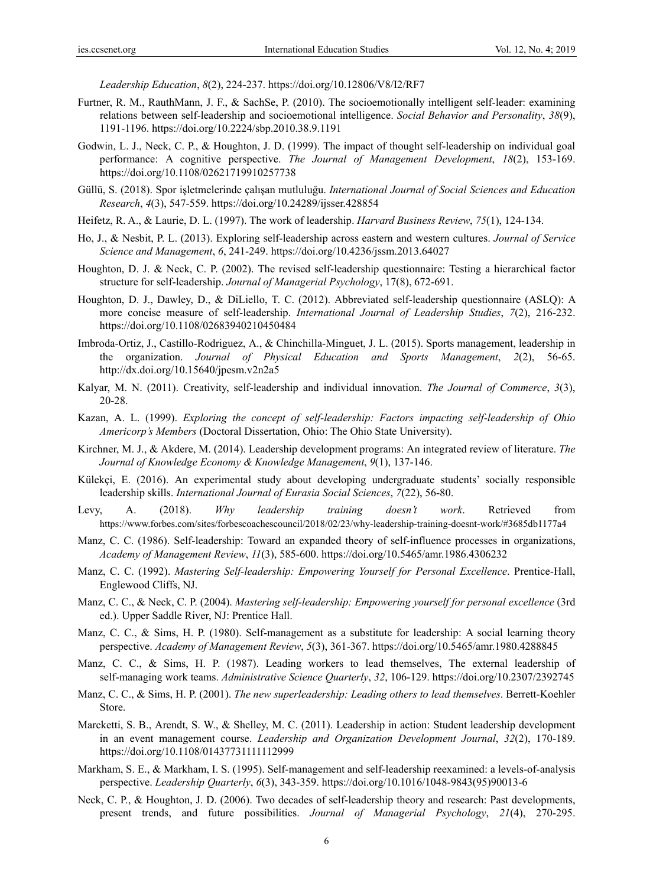*Leadership Education*, *8*(2), 224-237. https://doi.org/10.12806/V8/I2/RF7

Furtner, R. M., RauthMann, J. F., & SachSe, P. (2010). The socioemotionally intelligent self-leader: examining relations between self-leadership and socioemotional intelligence. *Social Behavior and Personality*, *38*(9), 1191-1196. https://doi.org/10.2224/sbp.2010.38.9.1191

Godwin, L. J., Neck, C. P., & Houghton, J. D. (1999). The impact of thought self-leadership on individual goal performance: A cognitive perspective. *The Journal of Management Development*, *18*(2), 153-169. https://doi.org/10.1108/02621719910257738

Güllü, S. (2018). Spor işletmelerinde çalışan mutluluğu. *International Journal of Social Sciences and Education Research*, *4*(3), 547-559. https://doi.org/10.24289/ijsser.428854

Heifetz, R. A., & Laurie, D. L. (1997). The work of leadership. *Harvard Business Review*, *75*(1), 124-134.

Ho, J., & Nesbit, P. L. (2013). Exploring self-leadership across eastern and western cultures. *Journal of Service Science and Management*, *6*, 241-249. https://doi.org/10.4236/jssm.2013.64027

Houghton, D. J. & Neck, C. P. (2002). The revised self-leadership questionnaire: Testing a hierarchical factor structure for self-leadership. *Journal of Managerial Psychology*, 17(8), 672-691.

Houghton, D. J., Dawley, D., & DiLiello, T. C. (2012). Abbreviated self-leadership questionnaire (ASLQ): A more concise measure of self-leadership. *International Journal of Leadership Studies*, *7*(2), 216-232. https://doi.org/10.1108/02683940210450484

Imbroda-Ortiz, J., Castillo-Rodriguez, A., & Chinchilla-Minguet, J. L. (2015). Sports management, leadership in the organization. *Journal of Physical Education and Sports Management*, *2*(2), 56-65. http://dx.doi.org/10.15640/jpesm.v2n2a5

Kalyar, M. N. (2011). Creativity, self-leadership and individual innovation. *The Journal of Commerce*, *3*(3), 20-28.

Kazan, A. L. (1999). *Exploring the concept of self-leadership: Factors impacting self-leadership of Ohio Americorp's Members* (Doctoral Dissertation, Ohio: The Ohio State University).

Kirchner, M. J., & Akdere, M. (2014). Leadership development programs: An integrated review of literature. *The Journal of Knowledge Economy & Knowledge Management*, *9*(1), 137-146.

Külekçi, E. (2016). An experimental study about developing undergraduate students' socially responsible leadership skills. *International Journal of Eurasia Social Sciences*, *7*(22), 56-80.

Levy, A. (2018). *Why leadership training doesn't work*. Retrieved from https://www.forbes.com/sites/forbescoachescouncil/2018/02/23/why-leadership-training-doesnt-work/#3685db1177a4

Manz, C. C. (1986). Self-leadership: Toward an expanded theory of self-influence processes in organizations, *Academy of Management Review*, *11*(3), 585-600. https://doi.org/10.5465/amr.1986.4306232

Manz, C. C. (1992). *Mastering Self-leadership: Empowering Yourself for Personal Excellence*. Prentice-Hall, Englewood Cliffs, NJ.

Manz, C. C., & Neck, C. P. (2004). *Mastering self-leadership: Empowering yourself for personal excellence* (3rd ed.). Upper Saddle River, NJ: Prentice Hall.

Manz, C. C., & Sims, H. P. (1980). Self-management as a substitute for leadership: A social learning theory perspective. *Academy of Management Review*, *5*(3), 361-367. https://doi.org/10.5465/amr.1980.4288845

Manz, C. C., & Sims, H. P. (1987). Leading workers to lead themselves, The external leadership of self-managing work teams. *Administrative Science Quarterly*, *32*, 106-129. https://doi.org/10.2307/2392745

Manz, C. C., & Sims, H. P. (2001). *The new superleadership: Leading others to lead themselves*. Berrett-Koehler Store.

Marcketti, S. B., Arendt, S. W., & Shelley, M. C. (2011). Leadership in action: Student leadership development in an event management course. *Leadership and Organization Development Journal*, *32*(2), 170-189. https://doi.org/10.1108/01437731111112999

Markham, S. E., & Markham, I. S. (1995). Self-management and self-leadership reexamined: a levels-of-analysis perspective. *Leadership Quarterly*, *6*(3), 343-359. https://doi.org/10.1016/1048-9843(95)90013-6

Neck, C. P., & Houghton, J. D. (2006). Two decades of self-leadership theory and research: Past developments, present trends, and future possibilities. *Journal of Managerial Psychology*, *21*(4), 270-295.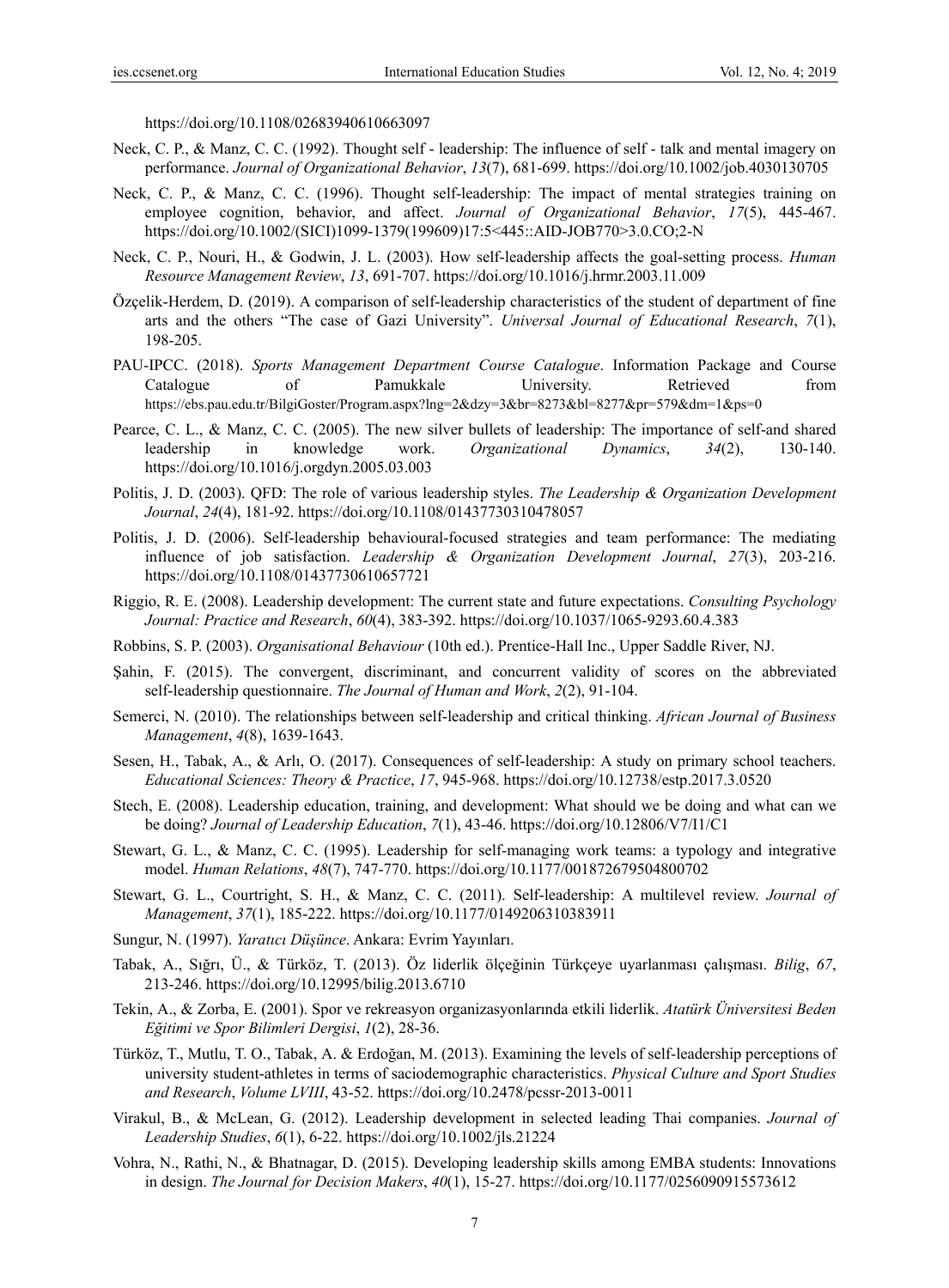https://doi.org/10.1108/02683940610663097

Neck, C. P., & Manz, C. C. (1992). Thought self - leadership: The influence of self - talk and mental imagery on performance. *Journal of Organizational Behavior*, *13*(7), 681-699. https://doi.org/10.1002/job.4030130705

Neck, C. P., & Manz, C. C. (1996). Thought self-leadership: The impact of mental strategies training on employee cognition, behavior, and affect. *Journal of Organizational Behavior*, *17*(5), 445-467. https://doi.org/10.1002/(SICI)1099-1379(199609)17:5<445::AID-JOB770>3.0.CO;2-N

Neck, C. P., Nouri, H., & Godwin, J. L. (2003). How self-leadership affects the goal-setting process. *Human Resource Management Review*, *13*, 691-707. https://doi.org/10.1016/j.hrmr.2003.11.009

Özçelik-Herdem, D. (2019). A comparison of self-leadership characteristics of the student of department of fine arts and the others "The case of Gazi University". *Universal Journal of Educational Research*, *7*(1), 198-205.

PAU-IPCC. (2018). *Sports Management Department Course Catalogue*. Information Package and Course Catalogue of Pamukkale University. Retrieved from https://ebs.pau.edu.tr/BilgiGoster/Program.aspx?lng=2&dzy=3&br=8273&bl=8277&pr=579&dm=1&ps=0

Pearce, C. L., & Manz, C. C. (2005). The new silver bullets of leadership: The importance of self-and shared leadership in knowledge work. *Organizational Dynamics*, *34*(2), 130-140. https://doi.org/10.1016/j.orgdyn.2005.03.003

Politis, J. D. (2003). QFD: The role of various leadership styles. *The Leadership & Organization Development Journal*, *24*(4), 181-92. https://doi.org/10.1108/01437730310478057

Politis, J. D. (2006). Self-leadership behavioural-focused strategies and team performance: The mediating influence of job satisfaction. *Leadership & Organization Development Journal*, *27*(3), 203-216. https://doi.org/10.1108/01437730610657721

Riggio, R. E. (2008). Leadership development: The current state and future expectations. *Consulting Psychology Journal: Practice and Research*, *60*(4), 383-392. https://doi.org/10.1037/1065-9293.60.4.383

Robbins, S. P. (2003). *Organisational Behaviour* (10th ed.). Prentice-Hall Inc., Upper Saddle River, NJ.

Şahin, F. (2015). The convergent, discriminant, and concurrent validity of scores on the abbreviated self-leadership questionnaire. *The Journal of Human and Work*, *2*(2), 91-104.

Semerci, N. (2010). The relationships between self-leadership and critical thinking. *African Journal of Business Management*, *4*(8), 1639-1643.

Sesen, H., Tabak, A., & Arlı, O. (2017). Consequences of self-leadership: A study on primary school teachers. *Educational Sciences: Theory & Practice*, *17*, 945-968. https://doi.org/10.12738/estp.2017.3.0520

Stech, E. (2008). Leadership education, training, and development: What should we be doing and what can we be doing? *Journal of Leadership Education*, *7*(1), 43-46. https://doi.org/10.12806/V7/I1/C1

Stewart, G. L., & Manz, C. C. (1995). Leadership for self-managing work teams: a typology and integrative model. *Human Relations*, *48*(7), 747-770. https://doi.org/10.1177/001872679504800702

Stewart, G. L., Courtright, S. H., & Manz, C. C. (2011). Self-leadership: A multilevel review. *Journal of Management*, *37*(1), 185-222. https://doi.org/10.1177/0149206310383911

Sungur, N. (1997). *Yaratıcı Düşünce*. Ankara: Evrim Yayınları.

Tabak, A., Sığrı, Ü., & Türköz, T. (2013). Öz liderlik ölçeğinin Türkçeye uyarlanması çalışması. *Bilig*, *67*, 213-246. https://doi.org/10.12995/bilig.2013.6710

Tekin, A., & Zorba, E. (2001). Spor ve rekreasyon organizasyonlarında etkili liderlik. *Atatürk Üniversitesi Beden Eğitimi ve Spor Bilimleri Dergisi*, *1*(2), 28-36.

Türköz, T., Mutlu, T. O., Tabak, A. & Erdoğan, M. (2013). Examining the levels of self-leadership perceptions of university student-athletes in terms of saciodemographic characteristics. *Physical Culture and Sport Studies and Research*, *Volume LVIII*, 43-52. https://doi.org/10.2478/pcssr-2013-0011

Virakul, B., & McLean, G. (2012). Leadership development in selected leading Thai companies. *Journal of Leadership Studies*, *6*(1), 6-22. https://doi.org/10.1002/jls.21224

Vohra, N., Rathi, N., & Bhatnagar, D. (2015). Developing leadership skills among EMBA students: Innovations in design. *The Journal for Decision Makers*, *40*(1), 15-27. https://doi.org/10.1177/0256090915573612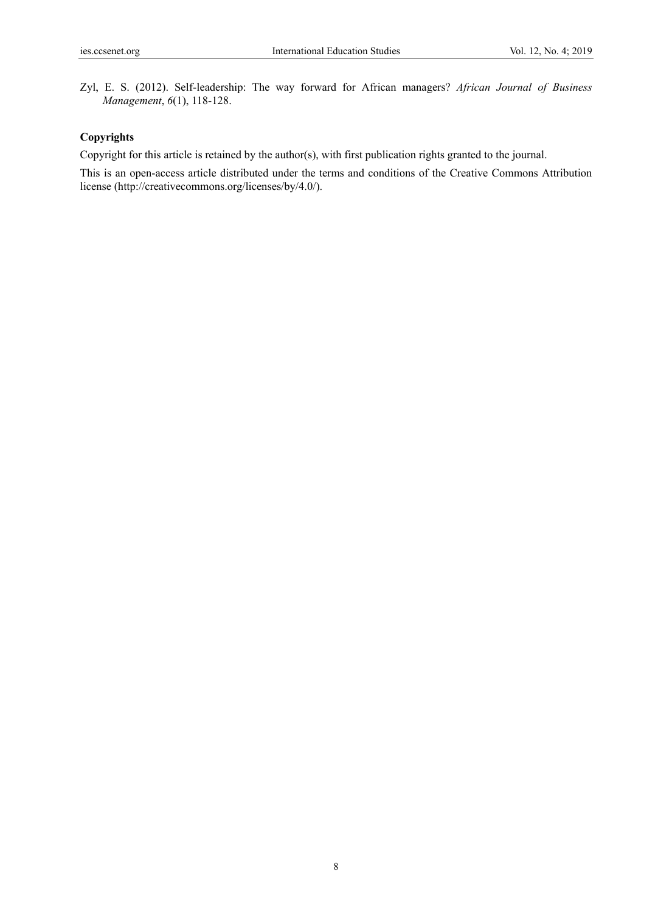Zyl, E. S. (2012). Self-leadership: The way forward for African managers? *African Journal of Business Management*, *6*(1), 118-128.

## Copyrights

Copyright for this article is retained by the author(s), with first publication rights granted to the journal.

This is an open-access article distributed under the terms and conditions of the Creative Commons Attribution license (http://creativecommons.org/licenses/by/4.0/).